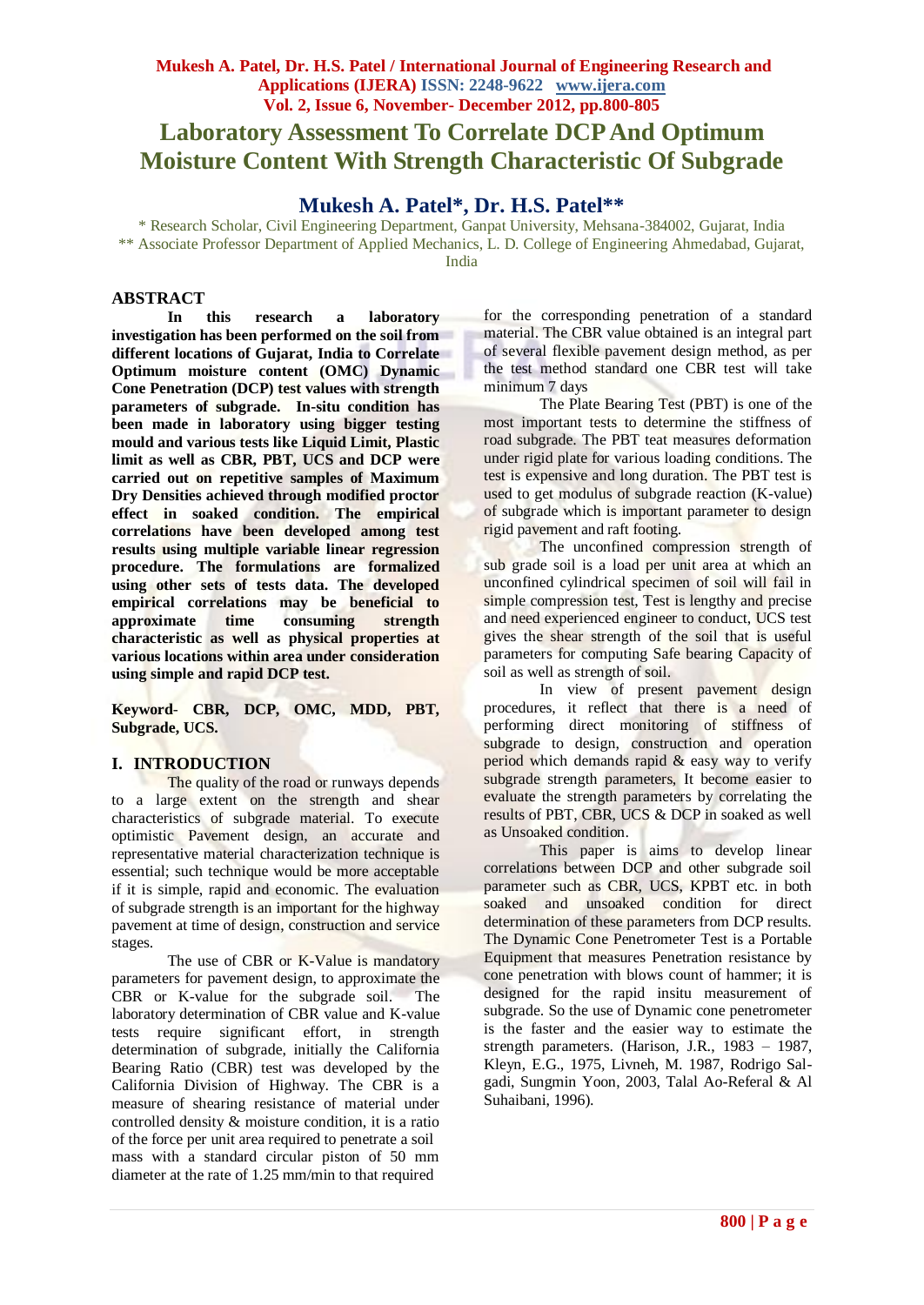# Laboratory Assessment To Correlate DCP And Optimum Moisture Content With Strength Characteristic Of Subgrade

## Mukesh A. Patel*, Dr. H.S. Patel**

\* Research Scholar, Civil Engineering Department, Ganpat University, Mehsana-384002, Gujarat, India
\*\* Associate Professor Department of Applied Mechanics, L. D. College of Engineering Ahmedabad, Gujarat, India

## ABSTRACT

**In this research a laboratory investigation has been performed on the soil from different locations of Gujarat, India to Correlate Optimum moisture content (OMC) Dynamic Cone Penetration (DCP) test values with strength parameters of subgrade. In-situ condition has been made in laboratory using bigger testing mould and various tests like Liquid Limit, Plastic limit as well as CBR, PBT, UCS and DCP were carried out on repetitive samples of Maximum Dry Densities achieved through modified proctor effect in soaked condition. The empirical correlations have been developed among test results using multiple variable linear regression procedure. The formulations are formalized using other sets of tests data. The developed empirical correlations may be beneficial to approximate time consuming strength characteristic as well as physical properties at various locations within area under consideration using simple and rapid DCP test.**

**Keyword- CBR, DCP, OMC, MDD, PBT, Subgrade, UCS.**

## I. INTRODUCTION

The quality of the road or runways depends to a large extent on the strength and shear characteristics of subgrade material. To execute optimistic Pavement design, an accurate and representative material characterization technique is essential; such technique would be more acceptable if it is simple, rapid and economic. The evaluation of subgrade strength is an important for the highway pavement at time of design, construction and service stages.

The use of CBR or K-Value is mandatory parameters for pavement design, to approximate the CBR or K-value for the subgrade soil. The laboratory determination of CBR value and K-value tests require significant effort, in strength determination of subgrade, initially the California Bearing Ratio (CBR) test was developed by the California Division of Highway. The CBR is a measure of shearing resistance of material under controlled density & moisture condition, it is a ratio of the force per unit area required to penetrate a soil mass with a standard circular piston of 50 mm diameter at the rate of 1.25 mm/min to that required for the corresponding penetration of a standard material. The CBR value obtained is an integral part of several flexible pavement design method, as per the test method standard one CBR test will take minimum 7 days

The Plate Bearing Test (PBT) is one of the most important tests to determine the stiffness of road subgrade. The PBT teat measures deformation under rigid plate for various loading conditions. The test is expensive and long duration. The PBT test is used to get modulus of subgrade reaction (K-value) of subgrade which is important parameter to design rigid pavement and raft footing.

The unconfined compression strength of sub grade soil is a load per unit area at which an unconfined cylindrical specimen of soil will fail in simple compression test, Test is lengthy and precise and need experienced engineer to conduct, UCS test gives the shear strength of the soil that is useful parameters for computing Safe bearing Capacity of soil as well as strength of soil.

In view of present pavement design procedures, it reflect that there is a need of performing direct monitoring of stiffness of subgrade to design, construction and operation period which demands rapid & easy way to verify subgrade strength parameters, It become easier to evaluate the strength parameters by correlating the results of PBT, CBR, UCS & DCP in soaked as well as Unsoaked condition.

This paper is aims to develop linear correlations between DCP and other subgrade soil parameter such as CBR, UCS, KPBT etc. in both soaked and unsoaked condition for direct determination of these parameters from DCP results. The Dynamic Cone Penetrometer Test is a Portable Equipment that measures Penetration resistance by cone penetration with blows count of hammer; it is designed for the rapid insitu measurement of subgrade. So the use of Dynamic cone penetrometer is the faster and the easier way to estimate the strength parameters. (Harison, J.R., 1983 – 1987, Kleyn, E.G., 1975, Livneh, M. 1987, Rodrigo Salgadi, Sungmin Yoon, 2003, Talal Ao-Referal & Al Suhaibani, 1996).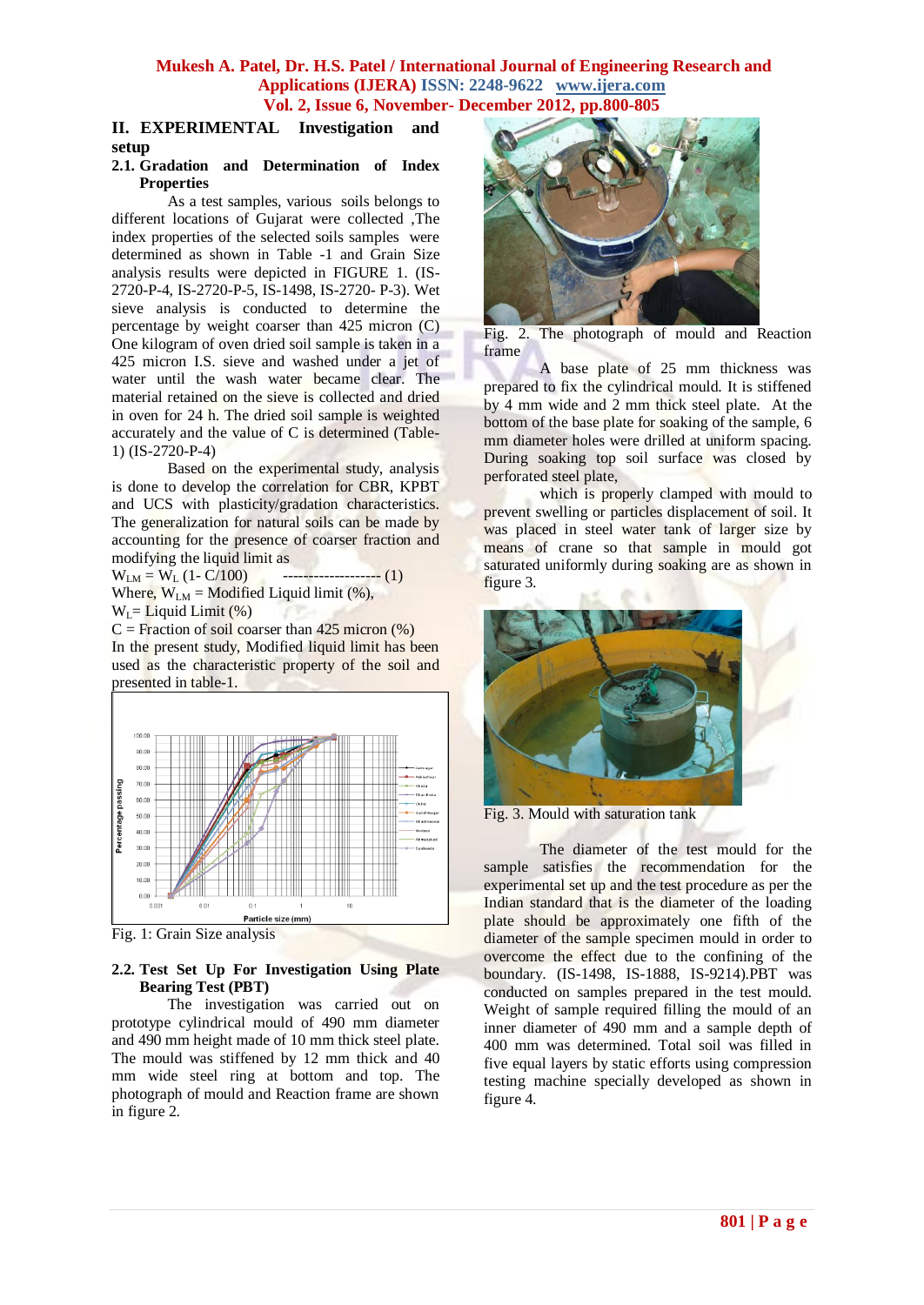## II. EXPERIMENTAL Investigation and setup

### 2.1. Gradation and Determination of Index Properties

As a test samples, various soils belongs to different locations of Gujarat were collected ,The index properties of the selected soils samples were determined as shown in Table -1 and Grain Size analysis results were depicted in FIGURE 1. (IS-2720-P-4, IS-2720-P-5, IS-1498, IS-2720- P-3). Wet sieve analysis is conducted to determine the percentage by weight coarser than 425 micron (C) One kilogram of oven dried soil sample is taken in a 425 micron I.S. sieve and washed under a jet of water until the wash water became clear. The material retained on the sieve is collected and dried in oven for 24 h. The dried soil sample is weighted accurately and the value of C is determined (Table-1) (IS-2720-P-4)

Based on the experimental study, analysis is done to develop the correlation for CBR, KPBT and UCS with plasticity/gradation characteristics. The generalization for natural soils can be made by accounting for the presence of coarser fraction and modifying the liquid limit as

$$W_{LM} = W_L (1- C/100) \quad \text{------------------- (1)}$$

Where, $W_{LM}$ = Modified Liquid limit (%),

$W_L$= Liquid Limit (%)

C = Fraction of soil coarser than 425 micron (%)

In the present study, Modified liquid limit has been used as the characteristic property of the soil and presented in table-1.

Fig. 1: Grain Size analysis

### 2.2. Test Set Up For Investigation Using Plate Bearing Test (PBT)

The investigation was carried out on prototype cylindrical mould of 490 mm diameter and 490 mm height made of 10 mm thick steel plate. The mould was stiffened by 12 mm thick and 40 mm wide steel ring at bottom and top. The photograph of mould and Reaction frame are shown in figure 2.

Fig. 2. The photograph of mould and Reaction frame

A base plate of 25 mm thickness was prepared to fix the cylindrical mould. It is stiffened by 4 mm wide and 2 mm thick steel plate. At the bottom of the base plate for soaking of the sample, 6 mm diameter holes were drilled at uniform spacing. During soaking top soil surface was closed by perforated steel plate,

which is properly clamped with mould to prevent swelling or particles displacement of soil. It was placed in steel water tank of larger size by means of crane so that sample in mould got saturated uniformly during soaking are as shown in figure 3.

Fig. 3. Mould with saturation tank

The diameter of the test mould for the sample satisfies the recommendation for the experimental set up and the test procedure as per the Indian standard that is the diameter of the loading plate should be approximately one fifth of the diameter of the sample specimen mould in order to overcome the effect due to the confining of the boundary. (IS-1498, IS-1888, IS-9214).PBT was conducted on samples prepared in the test mould. Weight of sample required filling the mould of an inner diameter of 490 mm and a sample depth of 400 mm was determined. Total soil was filled in five equal layers by static efforts using compression testing machine specially developed as shown in figure 4.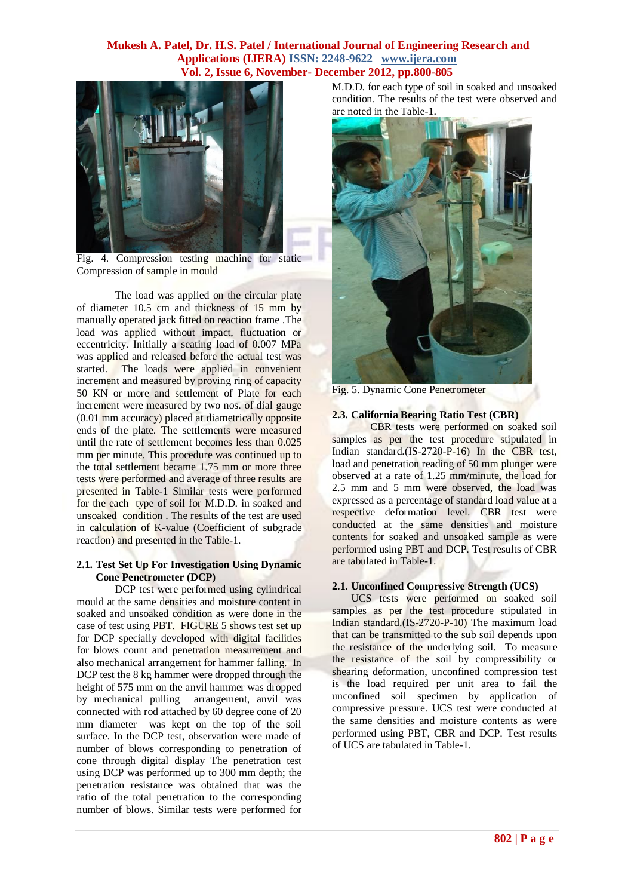Fig. 4. Compression testing machine for static Compression of sample in mould

The load was applied on the circular plate of diameter 10.5 cm and thickness of 15 mm by manually operated jack fitted on reaction frame .The load was applied without impact, fluctuation or eccentricity. Initially a seating load of 0.007 MPa was applied and released before the actual test was started. The loads were applied in convenient increment and measured by proving ring of capacity 50 KN or more and settlement of Plate for each increment were measured by two nos. of dial gauge (0.01 mm accuracy) placed at diametrically opposite ends of the plate. The settlements were measured until the rate of settlement becomes less than 0.025 mm per minute. This procedure was continued up to the total settlement became 1.75 mm or more three tests were performed and average of three results are presented in Table-1 Similar tests were performed for the each type of soil for M.D.D. in soaked and unsoaked condition . The results of the test are used in calculation of K-value (Coefficient of subgrade reaction) and presented in the Table-1.

### 2.1. Test Set Up For Investigation Using Dynamic Cone Penetrometer (DCP)

DCP test were performed using cylindrical mould at the same densities and moisture content in soaked and unsoaked condition as were done in the case of test using PBT. FIGURE 5 shows test set up for DCP specially developed with digital facilities for blows count and penetration measurement and also mechanical arrangement for hammer falling. In DCP test the 8 kg hammer were dropped through the height of 575 mm on the anvil hammer was dropped by mechanical pulling arrangement, anvil was connected with rod attached by 60 degree cone of 20 mm diameter was kept on the top of the soil surface. In the DCP test, observation were made of number of blows corresponding to penetration of cone through digital display The penetration test using DCP was performed up to 300 mm depth; the penetration resistance was obtained that was the ratio of the total penetration to the corresponding number of blows. Similar tests were performed for M.D.D. for each type of soil in soaked and unsoaked condition. The results of the test were observed and are noted in the Table-1.

Fig. 5. Dynamic Cone Penetrometer

### 2.3. California Bearing Ratio Test (CBR)

CBR tests were performed on soaked soil samples as per the test procedure stipulated in Indian standard.(IS-2720-P-16) In the CBR test, load and penetration reading of 50 mm plunger were observed at a rate of 1.25 mm/minute, the load for 2.5 mm and 5 mm were observed, the load was expressed as a percentage of standard load value at a respective deformation level. CBR test were conducted at the same densities and moisture contents for soaked and unsoaked sample as were performed using PBT and DCP. Test results of CBR are tabulated in Table-1.

### 2.1. Unconfined Compressive Strength (UCS)

UCS tests were performed on soaked soil samples as per the test procedure stipulated in Indian standard.(IS-2720-P-10) The maximum load that can be transmitted to the sub soil depends upon the resistance of the underlying soil. To measure the resistance of the soil by compressibility or shearing deformation, unconfined compression test is the load required per unit area to fail the unconfined soil specimen by application of compressive pressure. UCS test were conducted at the same densities and moisture contents as were performed using PBT, CBR and DCP. Test results of UCS are tabulated in Table-1.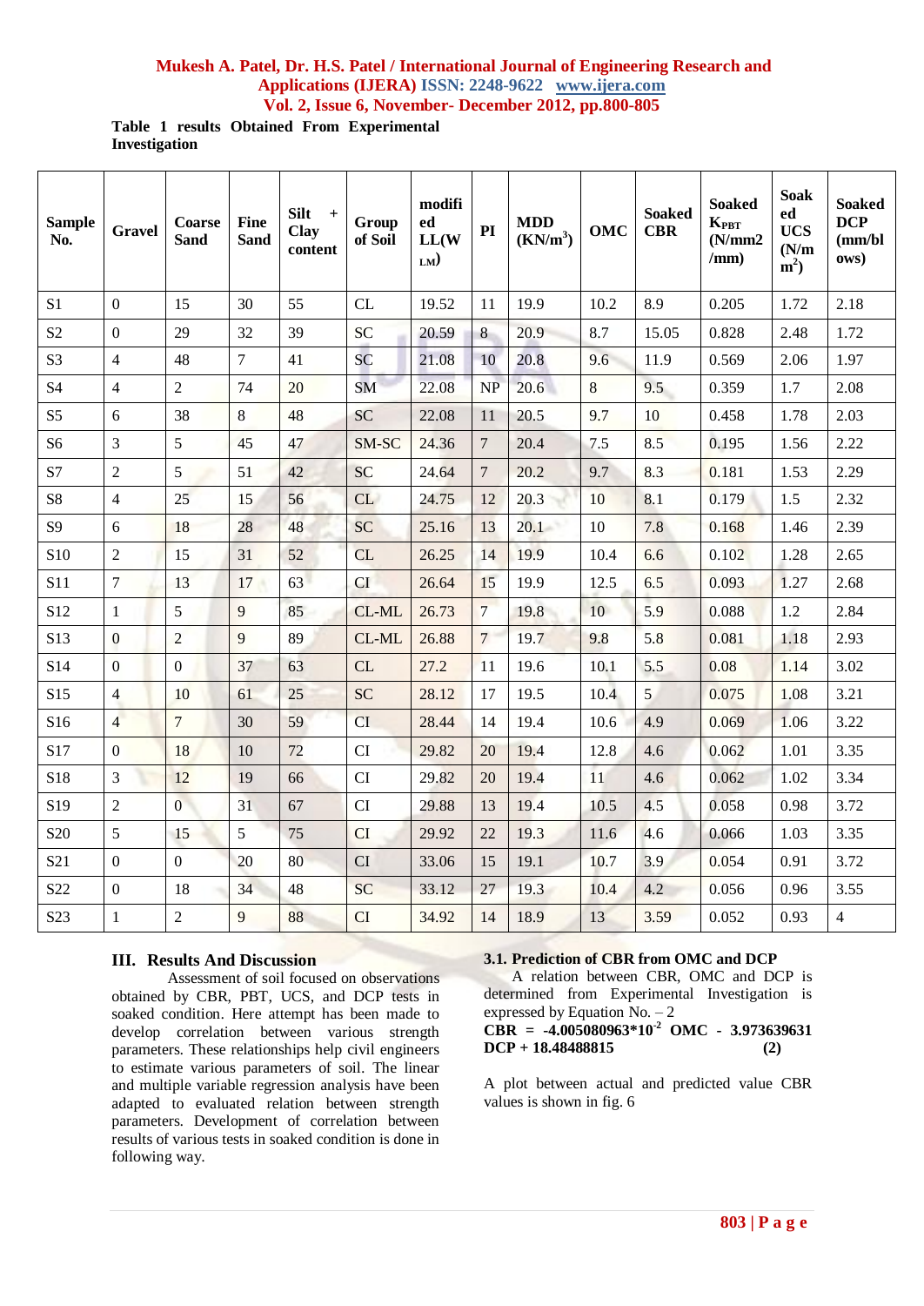**Table 1 results Obtained From Experimental Investigation**

| Sample No. | Gravel | Coarse Sand | Fine Sand | Silt + Clay content | Group of Soil | modified LL($W_{LM}$) | PI | MDD ($KN/m^3$) | OMC | Soaked CBR | Soaked $K_{PBT}$ (N/mm2 /mm) | Soaked UCS ($N/mm^2$) | Soaked DCP (mm/blows) |
|---|---|---|---|---|---|---|---|---|---|---|---|---|---|
| S1 | 0 | 15 | 30 | 55 | CL | 19.52 | 11 | 19.9 | 10.2 | 8.9 | 0.205 | 1.72 | 2.18 |
| S2 | 0 | 29 | 32 | 39 | SC | 20.59 | 8 | 20.9 | 8.7 | 15.05 | 0.828 | 2.48 | 1.72 |
| S3 | 4 | 48 | 7 | 41 | SC | 21.08 | 10 | 20.8 | 9.6 | 11.9 | 0.569 | 2.06 | 1.97 |
| S4 | 4 | 2 | 74 | 20 | SM | 22.08 | NP | 20.6 | 8 | 9.5 | 0.359 | 1.7 | 2.08 |
| S5 | 6 | 38 | 8 | 48 | SC | 22.08 | 11 | 20.5 | 9.7 | 10 | 0.458 | 1.78 | 2.03 |
| S6 | 3 | 5 | 45 | 47 | SM-SC | 24.36 | 7 | 20.4 | 7.5 | 8.5 | 0.195 | 1.56 | 2.22 |
| S7 | 2 | 5 | 51 | 42 | SC | 24.64 | 7 | 20.2 | 9.7 | 8.3 | 0.181 | 1.53 | 2.29 |
| S8 | 4 | 25 | 15 | 56 | CL | 24.75 | 12 | 20.3 | 10 | 8.1 | 0.179 | 1.5 | 2.32 |
| S9 | 6 | 18 | 28 | 48 | SC | 25.16 | 13 | 20.1 | 10 | 7.8 | 0.168 | 1.46 | 2.39 |
| S10 | 2 | 15 | 31 | 52 | CL | 26.25 | 14 | 19.9 | 10.4 | 6.6 | 0.102 | 1.28 | 2.65 |
| S11 | 7 | 13 | 17 | 63 | CI | 26.64 | 15 | 19.9 | 12.5 | 6.5 | 0.093 | 1.27 | 2.68 |
| S12 | 1 | 5 | 9 | 85 | CL-ML | 26.73 | 7 | 19.8 | 10 | 5.9 | 0.088 | 1.2 | 2.84 |
| S13 | 0 | 2 | 9 | 89 | CL-ML | 26.88 | 7 | 19.7 | 9.8 | 5.8 | 0.081 | 1.18 | 2.93 |
| S14 | 0 | 0 | 37 | 63 | CL | 27.2 | 11 | 19.6 | 10.1 | 5.5 | 0.08 | 1.14 | 3.02 |
| S15 | 4 | 10 | 61 | 25 | SC | 28.12 | 17 | 19.5 | 10.4 | 5 | 0.075 | 1.08 | 3.21 |
| S16 | 4 | 7 | 30 | 59 | CI | 28.44 | 14 | 19.4 | 10.6 | 4.9 | 0.069 | 1.06 | 3.22 |
| S17 | 0 | 18 | 10 | 72 | CI | 29.82 | 20 | 19.4 | 12.8 | 4.6 | 0.062 | 1.01 | 3.35 |
| S18 | 3 | 12 | 19 | 66 | CI | 29.82 | 20 | 19.4 | 11 | 4.6 | 0.062 | 1.02 | 3.34 |
| S19 | 2 | 0 | 31 | 67 | CI | 29.88 | 13 | 19.4 | 10.5 | 4.5 | 0.058 | 0.98 | 3.72 |
| S20 | 5 | 15 | 5 | 75 | CI | 29.92 | 22 | 19.3 | 11.6 | 4.6 | 0.066 | 1.03 | 3.35 |
| S21 | 0 | 0 | 20 | 80 | CI | 33.06 | 15 | 19.1 | 10.7 | 3.9 | 0.054 | 0.91 | 3.72 |
| S22 | 0 | 18 | 34 | 48 | SC | 33.12 | 27 | 19.3 | 10.4 | 4.2 | 0.056 | 0.96 | 3.55 |
| S23 | 1 | 2 | 9 | 88 | CI | 34.92 | 14 | 18.9 | 13 | 3.59 | 0.052 | 0.93 | 4 |

## III. Results And Discussion

Assessment of soil focused on observations obtained by CBR, PBT, UCS, and DCP tests in soaked condition. Here attempt has been made to develop correlation between various strength parameters. These relationships help civil engineers to estimate various parameters of soil. The linear and multiple variable regression analysis have been adapted to evaluated relation between strength parameters. Development of correlation between results of various tests in soaked condition is done in following way.

### 3.1. Prediction of CBR from OMC and DCP

A relation between CBR, OMC and DCP is determined from Experimental Investigation is expressed by Equation No. – 2

$$\textbf{CBR} = -4.005080963 \times 10^{-2}\ \textbf{OMC} - 3.973639631\ \textbf{DCP} + 18.48488815 \qquad (2)$$

A plot between actual and predicted value CBR values is shown in fig. 6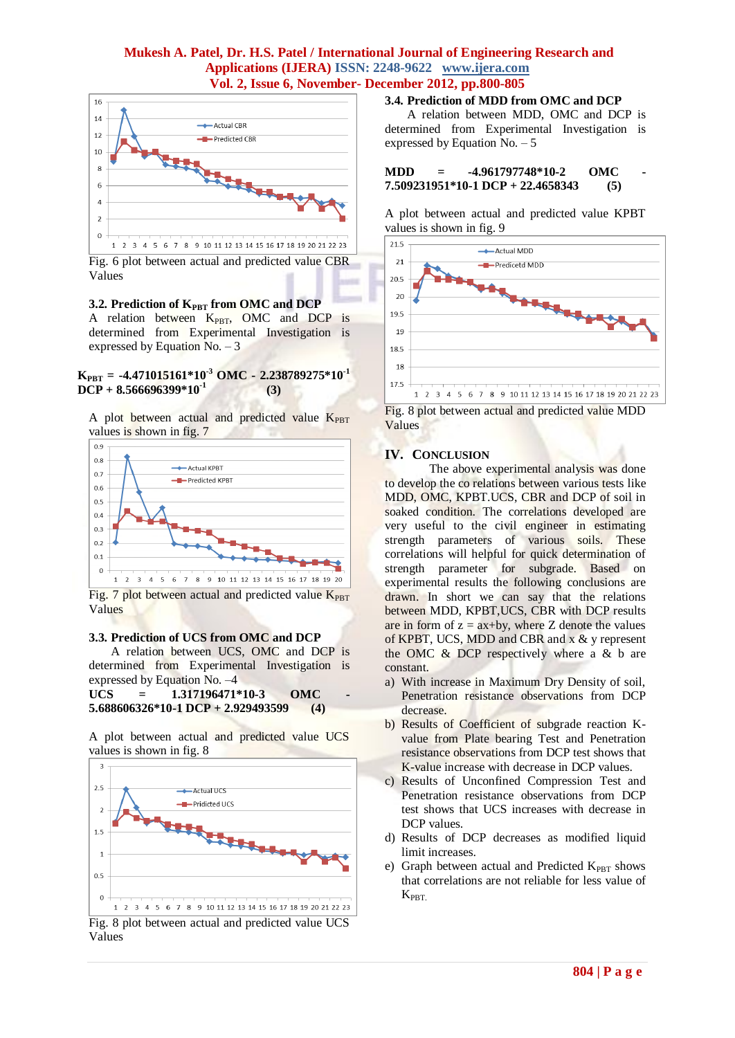Fig. 6 plot between actual and predicted value CBR Values

### 3.2. Prediction of $K_{PBT}$ from OMC and DCP

A relation between $K_{PBT}$, OMC and DCP is determined from Experimental Investigation is expressed by Equation No. – 3

$$K_{PBT} = -4.471015161 \times 10^{-3}\ \text{OMC} - 2.238789275 \times 10^{-1}\ \text{DCP} + 8.566696399 \times 10^{-1} \qquad (3)$$

A plot between actual and predicted value $K_{PBT}$ values is shown in fig. 7

Fig. 7 plot between actual and predicted value $K_{PBT}$ Values

### 3.3. Prediction of UCS from OMC and DCP

A relation between UCS, OMC and DCP is determined from Experimental Investigation is expressed by Equation No. –4

$$\text{UCS} = 1.317196471 \times 10^{-3}\ \text{OMC} - 5.688606326 \times 10^{-1}\ \text{DCP} + 2.929493599 \qquad (4)$$

A plot between actual and predicted value UCS values is shown in fig. 8

Fig. 8 plot between actual and predicted value UCS Values

### 3.4. Prediction of MDD from OMC and DCP

A relation between MDD, OMC and DCP is determined from Experimental Investigation is expressed by Equation No. – 5

$$\text{MDD} = -4.961797748 \times 10^{-2}\ \text{OMC} - 7.509231951 \times 10^{-1}\ \text{DCP} + 22.4658343 \qquad (5)$$

A plot between actual and predicted value KPBT values is shown in fig. 9

Fig. 8 plot between actual and predicted value MDD Values

## IV. Conclusion

The above experimental analysis was done to develop the co relations between various tests like MDD, OMC, KPBT.UCS, CBR and DCP of soil in soaked condition. The correlations developed are very useful to the civil engineer in estimating strength parameters of various soils. These correlations will helpful for quick determination of strength parameter for subgrade. Based on experimental results the following conclusions are drawn. In short we can say that the relations between MDD, KPBT,UCS, CBR with DCP results are in form of $z = ax+by$, where Z denote the values of KPBT, UCS, MDD and CBR and x & y represent the OMC & DCP respectively where a & b are constant.

a) With increase in Maximum Dry Density of soil, Penetration resistance observations from DCP decrease.
b) Results of Coefficient of subgrade reaction K-value from Plate bearing Test and Penetration resistance observations from DCP test shows that K-value increase with decrease in DCP values.
c) Results of Unconfined Compression Test and Penetration resistance observations from DCP test shows that UCS increases with decrease in DCP values.
d) Results of DCP decreases as modified liquid limit increases.
e) Graph between actual and Predicted $K_{PBT}$ shows that correlations are not reliable for less value of $K_{PBT}$.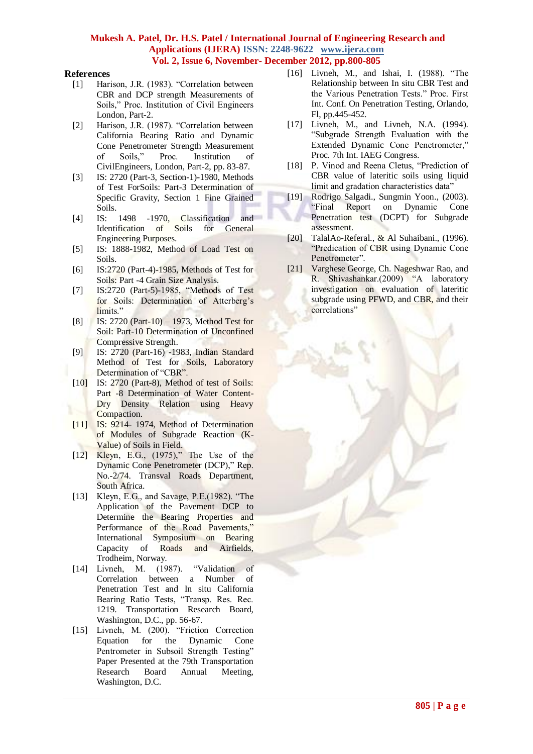## References

[1] Harison, J.R. (1983). "Correlation between CBR and DCP strength Measurements of Soils," Proc. Institution of Civil Engineers London, Part-2.

[2] Harison, J.R. (1987). "Correlation between California Bearing Ratio and Dynamic Cone Penetrometer Strength Measurement of Soils," Proc. Institution of CivilEngineers, London, Part-2, pp. 83-87.

[3] IS: 2720 (Part-3, Section-1)-1980, Methods of Test ForSoils: Part-3 Determination of Specific Gravity, Section 1 Fine Grained Soils.

[4] IS: 1498 -1970, Classification and Identification of Soils for General Engineering Purposes.

[5] IS: 1888-1982, Method of Load Test on Soils.

[6] IS:2720 (Part-4)-1985, Methods of Test for Soils: Part -4 Grain Size Analysis.

[7] IS:2720 (Part-5)-1985, "Methods of Test for Soils: Determination of Atterberg's limits."

[8] IS: 2720 (Part-10) – 1973, Method Test for Soil: Part-10 Determination of Unconfined Compressive Strength.

[9] IS: 2720 (Part-16) -1983, Indian Standard Method of Test for Soils, Laboratory Determination of "CBR".

[10] IS: 2720 (Part-8), Method of test of Soils: Part -8 Determination of Water Content-Dry Density Relation using Heavy Compaction.

[11] IS: 9214- 1974, Method of Determination of Modules of Subgrade Reaction (K-Value) of Soils in Field.

[12] Kleyn, E.G., (1975)," The Use of the Dynamic Cone Penetrometer (DCP)," Rep. No.-2/74. Transval Roads Department, South Africa.

[13] Kleyn, E.G., and Savage, P.E.(1982). "The Application of the Pavement DCP to Determine the Bearing Properties and Performance of the Road Pavements," International Symposium on Bearing Capacity of Roads and Airfields, Trodheim, Norway.

[14] Livneh, M. (1987). "Validation of Correlation between a Number of Penetration Test and In situ California Bearing Ratio Tests, "Transp. Res. Rec. 1219. Transportation Research Board, Washington, D.C., pp. 56-67.

[15] Livneh, M. (200). "Friction Correction Equation for the Dynamic Cone Pentrometer in Subsoil Strength Testing" Paper Presented at the 79th Transportation Research Board Annual Meeting, Washington, D.C.

[16] Livneh, M., and Ishai, I. (1988). "The Relationship between In situ CBR Test and the Various Penetration Tests." Proc. First Int. Conf. On Penetration Testing, Orlando, Fl, pp.445-452.

[17] Livneh, M., and Livneh, N.A. (1994). "Subgrade Strength Evaluation with the Extended Dynamic Cone Penetrometer," Proc. 7th Int. IAEG Congress.

[18] P. Vinod and Reena Cletus, "Prediction of CBR value of lateritic soils using liquid limit and gradation characteristics data"

[19] Rodrigo Salgadi., Sungmin Yoon., (2003). "Final Report on Dynamic Cone Penetration test (DCPT) for Subgrade assessment.

[20] TalalAo-Referal., & Al Suhaibani., (1996). "Predication of CBR using Dynamic Cone Penetrometer".

[21] Varghese George, Ch. Nageshwar Rao, and R. Shivashankar.(2009) "A laboratory investigation on evaluation of lateritic subgrade using PFWD, and CBR, and their correlations"